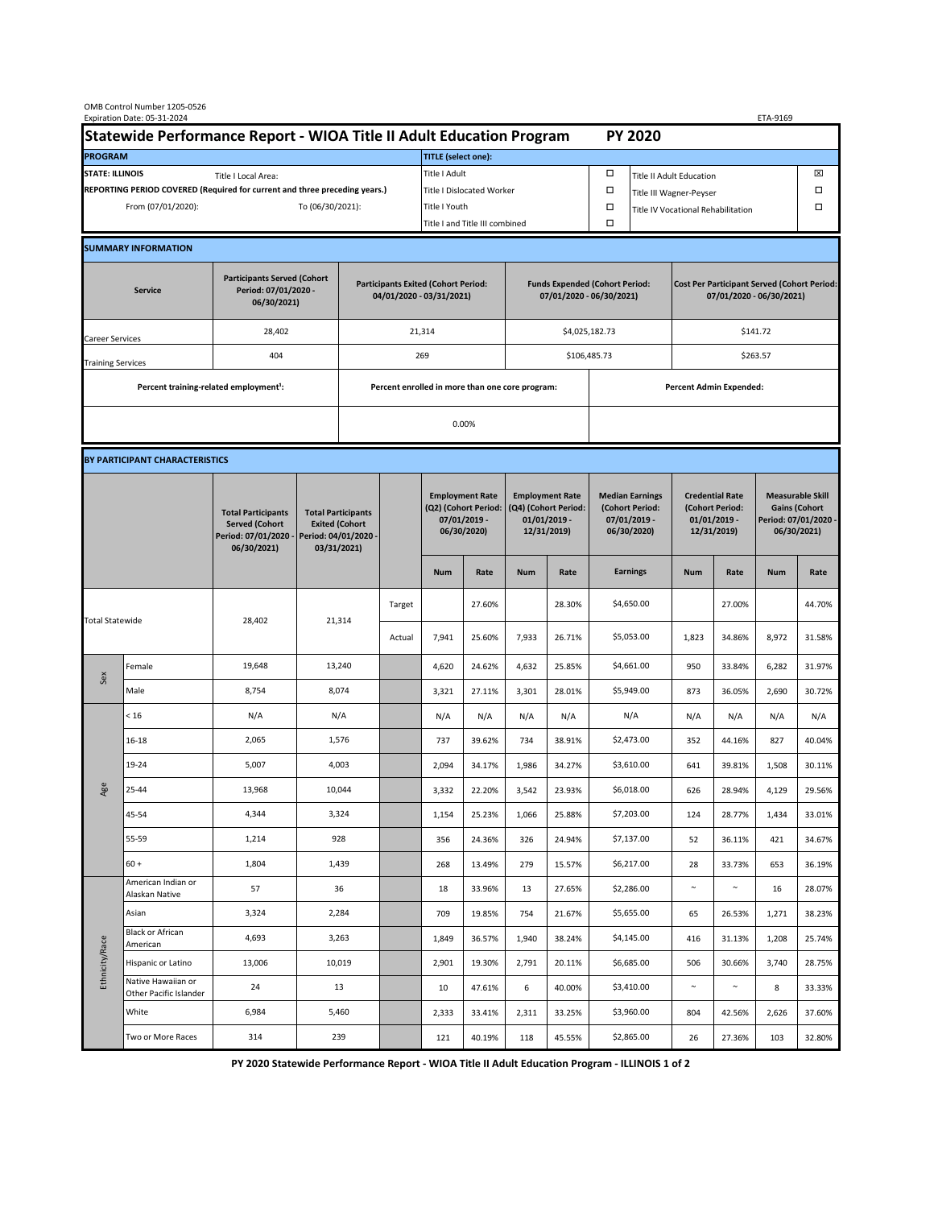OMB Control Number 1205-0526
Expiration Date: 05-31-2024

ETA-9169

# Statewide Performance Report - WIOA Title II Adult Education Program — PY 2020

| PROGRAM | | TITLE (select one): | | | |
|---|---|---|---|---|---|
| STATE: ILLINOIS | Title I Local Area: | Title I Adult | ☐ | Title II Adult Education | ☒ |
| REPORTING PERIOD COVERED (Required for current and three preceding years.) | | Title I Dislocated Worker | ☐ | Title III Wagner-Peyser | ☐ |
| From (07/01/2020): | To (06/30/2021): | Title I Youth | ☐ | Title IV Vocational Rehabilitation | ☐ |
| | | Title I and Title III combined | ☐ | | |

## SUMMARY INFORMATION

| Service | Participants Served (Cohort Period: 07/01/2020 - 06/30/2021) | Participants Exited (Cohort Period: 04/01/2020 - 03/31/2021) | Funds Expended (Cohort Period: 07/01/2020 - 06/30/2021) | Cost Per Participant Served (Cohort Period: 07/01/2020 - 06/30/2021) |
|---|---|---|---|---|
| Career Services | 28,402 | 21,314 | $4,025,182.73 | $141.72 |
| Training Services | 404 | 269 | $106,485.73 | $263.57 |

| Percent training-related employment[1]: | Percent enrolled in more than one core program: | Percent Admin Expended: |
|---|---|---|
| | 0.00% | |

## BY PARTICIPANT CHARACTERISTICS

| | | Total Participants Served (Cohort Period: 07/01/2020 - 06/30/2021) | Total Participants Exited (Cohort Period: 04/01/2020 - 03/31/2021) | | Employment Rate (Q2) (Cohort Period: 07/01/2019 - 06/30/2020) | | Employment Rate (Q4) (Cohort Period: 01/01/2019 - 12/31/2019) | | Median Earnings (Cohort Period: 07/01/2019 - 06/30/2020) | Credential Rate (Cohort Period: 01/01/2019 - 12/31/2019) | | Measurable Skill Gains (Cohort Period: 07/01/2020 - 06/30/2021) | |
|---|---|---|---|---|---|---|---|---|---|---|---|---|---|
| | | | | | Num | Rate | Num | Rate | Earnings | Num | Rate | Num | Rate |
| Total Statewide | | 28,402 | 21,314 | Target | | 27.60% | | 28.30% | $4,650.00 | | 27.00% | | 44.70% |
| | | | | Actual | 7,941 | 25.60% | 7,933 | 26.71% | $5,053.00 | 1,823 | 34.86% | 8,972 | 31.58% |
| Sex | Female | 19,648 | 13,240 | | 4,620 | 24.62% | 4,632 | 25.85% | $4,661.00 | 950 | 33.84% | 6,282 | 31.97% |
| | Male | 8,754 | 8,074 | | 3,321 | 27.11% | 3,301 | 28.01% | $5,949.00 | 873 | 36.05% | 2,690 | 30.72% |
| Age | < 16 | N/A | N/A | | N/A | N/A | N/A | N/A | N/A | N/A | N/A | N/A | N/A |
| | 16-18 | 2,065 | 1,576 | | 737 | 39.62% | 734 | 38.91% | $2,473.00 | 352 | 44.16% | 827 | 40.04% |
| | 19-24 | 5,007 | 4,003 | | 2,094 | 34.17% | 1,986 | 34.27% | $3,610.00 | 641 | 39.81% | 1,508 | 30.11% |
| | 25-44 | 13,968 | 10,044 | | 3,332 | 22.20% | 3,542 | 23.93% | $6,018.00 | 626 | 28.94% | 4,129 | 29.56% |
| | 45-54 | 4,344 | 3,324 | | 1,154 | 25.23% | 1,066 | 25.88% | $7,203.00 | 124 | 28.77% | 1,434 | 33.01% |
| | 55-59 | 1,214 | 928 | | 356 | 24.36% | 326 | 24.94% | $7,137.00 | 52 | 36.11% | 421 | 34.67% |
| | 60 + | 1,804 | 1,439 | | 268 | 13.49% | 279 | 15.57% | $6,217.00 | 28 | 33.73% | 653 | 36.19% |
| Ethnicity/Race | American Indian or Alaskan Native | 57 | 36 | | 18 | 33.96% | 13 | 27.65% | $2,286.00 | ~ | ~ | 16 | 28.07% |
| | Asian | 3,324 | 2,284 | | 709 | 19.85% | 754 | 21.67% | $5,655.00 | 65 | 26.53% | 1,271 | 38.23% |
| | Black or African American | 4,693 | 3,263 | | 1,849 | 36.57% | 1,940 | 38.24% | $4,145.00 | 416 | 31.13% | 1,208 | 25.74% |
| | Hispanic or Latino | 13,006 | 10,019 | | 2,901 | 19.30% | 2,791 | 20.11% | $6,685.00 | 506 | 30.66% | 3,740 | 28.75% |
| | Native Hawaiian or Other Pacific Islander | 24 | 13 | | 10 | 47.61% | 6 | 40.00% | $3,410.00 | ~ | ~ | 8 | 33.33% |
| | White | 6,984 | 5,460 | | 2,333 | 33.41% | 2,311 | 33.25% | $3,960.00 | 804 | 42.56% | 2,626 | 37.60% |
| | Two or More Races | 314 | 239 | | 121 | 40.19% | 118 | 45.55% | $2,865.00 | 26 | 27.36% | 103 | 32.80% |

PY 2020 Statewide Performance Report - WIOA Title II Adult Education Program - ILLINOIS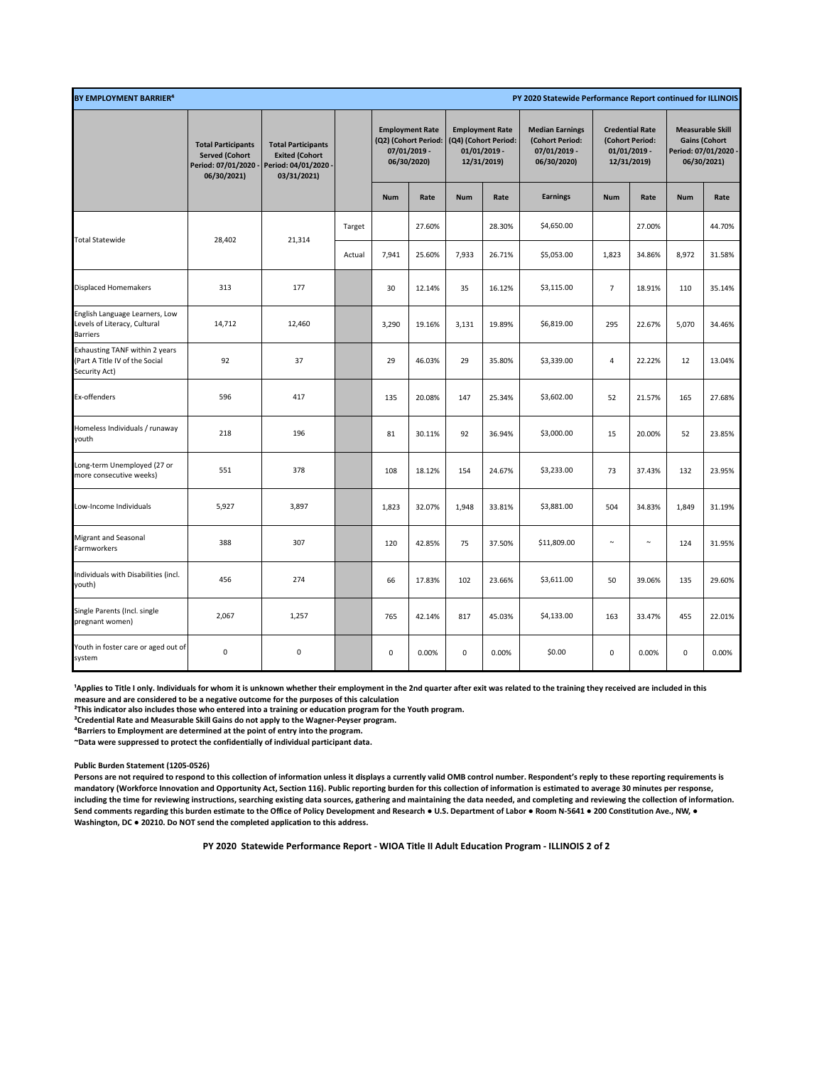| BY EMPLOYMENT BARRIER[4] | | | | | | | | | | | | | |
|---|---|---|---|---|---|---|---|---|---|---|---|---|---|
| | Total Participants Served (Cohort Period: 07/01/2020 - 06/30/2021) | Total Participants Exited (Cohort Period: 04/01/2020 - 03/31/2021) | | Employment Rate (Q2) (Cohort Period: 07/01/2019 - 06/30/2020) | | Employment Rate (Q4) (Cohort Period: 01/01/2019 - 12/31/2019) | | Median Earnings (Cohort Period: 07/01/2019 - 06/30/2020) | Credential Rate (Cohort Period: 01/01/2019 - 12/31/2019) | | Measurable Skill Gains (Cohort Period: 07/01/2020 - 06/30/2021) | |
| | | | | Num | Rate | Num | Rate | Earnings | Num | Rate | Num | Rate |
| Total Statewide | 28,402 | 21,314 | Target | | 27.60% | | 28.30% | $4,650.00 | | 27.00% | | 44.70% |
| | | | Actual | 7,941 | 25.60% | 7,933 | 26.71% | $5,053.00 | 1,823 | 34.86% | 8,972 | 31.58% |
| Displaced Homemakers | 313 | 177 | | 30 | 12.14% | 35 | 16.12% | $3,115.00 | 7 | 18.91% | 110 | 35.14% |
| English Language Learners, Low Levels of Literacy, Cultural Barriers | 14,712 | 12,460 | | 3,290 | 19.16% | 3,131 | 19.89% | $6,819.00 | 295 | 22.67% | 5,070 | 34.46% |
| Exhausting TANF within 2 years (Part A Title IV of the Social Security Act) | 92 | 37 | | 29 | 46.03% | 29 | 35.80% | $3,339.00 | 4 | 22.22% | 12 | 13.04% |
| Ex-offenders | 596 | 417 | | 135 | 20.08% | 147 | 25.34% | $3,602.00 | 52 | 21.57% | 165 | 27.68% |
| Homeless Individuals / runaway youth | 218 | 196 | | 81 | 30.11% | 92 | 36.94% | $3,000.00 | 15 | 20.00% | 52 | 23.85% |
| Long-term Unemployed (27 or more consecutive weeks) | 551 | 378 | | 108 | 18.12% | 154 | 24.67% | $3,233.00 | 73 | 37.43% | 132 | 23.95% |
| Low-Income Individuals | 5,927 | 3,897 | | 1,823 | 32.07% | 1,948 | 33.81% | $3,881.00 | 504 | 34.83% | 1,849 | 31.19% |
| Migrant and Seasonal Farmworkers | 388 | 307 | | 120 | 42.85% | 75 | 37.50% | $11,809.00 | ~ | ~ | 124 | 31.95% |
| Individuals with Disabilities (incl. youth) | 456 | 274 | | 66 | 17.83% | 102 | 23.66% | $3,611.00 | 50 | 39.06% | 135 | 29.60% |
| Single Parents (Incl. single pregnant women) | 2,067 | 1,257 | | 765 | 42.14% | 817 | 45.03% | $4,133.00 | 163 | 33.47% | 455 | 22.01% |
| Youth in foster care or aged out of system | 0 | 0 | | 0 | 0.00% | 0 | 0.00% | $0.00 | 0 | 0.00% | 0 | 0.00% |

**[1]Applies to Title I only. Individuals for whom it is unknown whether their employment in the 2nd quarter after exit was related to the training they received are included in this measure and are considered to be a negative outcome for the purposes of this calculation**

**[2]This indicator also includes those who entered into a training or education program for the Youth program.**

**[3]Credential Rate and Measurable Skill Gains do not apply to the Wagner-Peyser program.**

**[4]Barriers to Employment are determined at the point of entry into the program.**

**~Data were suppressed to protect the confidentially of individual participant data.**

**Public Burden Statement (1205-0526)**

**Persons are not required to respond to this collection of information unless it displays a currently valid OMB control number. Respondent's reply to these reporting requirements is mandatory (Workforce Innovation and Opportunity Act, Section 116). Public reporting burden for this collection of information is estimated to average 30 minutes per response, including the time for reviewing instructions, searching existing data sources, gathering and maintaining the data needed, and completing and reviewing the collection of information. Send comments regarding this burden estimate to the Office of Policy Development and Research ● U.S. Department of Labor ● Room N-5641 ● 200 Constitution Ave., NW, ● Washington, DC ● 20210. Do NOT send the completed application to this address.**